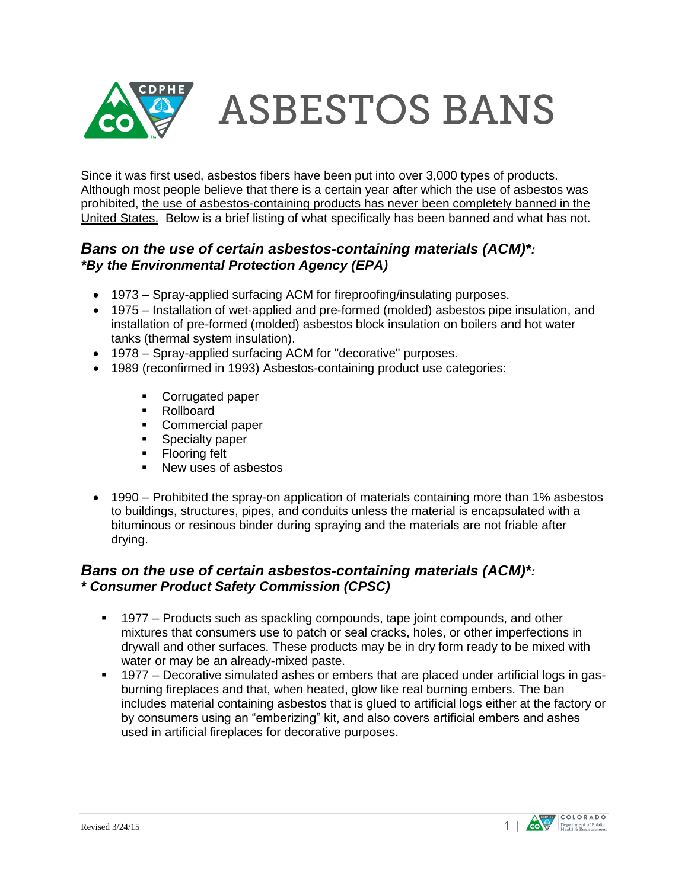# ASBESTOS BANS

Since it was first used, asbestos fibers have been put into over 3,000 types of products. Although most people believe that there is a certain year after which the use of asbestos was prohibited, <u>the use of asbestos-containing products has never been completely banned in the United States.</u> Below is a brief listing of what specifically has been banned and what has not.

## *Bans on the use of certain asbestos-containing materials (ACM)\*:*
### ***By the Environmental Protection Agency (EPA)***

- 1973 – Spray-applied surfacing ACM for fireproofing/insulating purposes.
- 1975 – Installation of wet-applied and pre-formed (molded) asbestos pipe insulation, and installation of pre-formed (molded) asbestos block insulation on boilers and hot water tanks (thermal system insulation).
- 1978 – Spray-applied surfacing ACM for "decorative" purposes.
- 1989 (reconfirmed in 1993) Asbestos-containing product use categories:
  - Corrugated paper
  - Rollboard
  - Commercial paper
  - Specialty paper
  - Flooring felt
  - New uses of asbestos
- 1990 – Prohibited the spray-on application of materials containing more than 1% asbestos to buildings, structures, pipes, and conduits unless the material is encapsulated with a bituminous or resinous binder during spraying and the materials are not friable after drying.

## *Bans on the use of certain asbestos-containing materials (ACM)\*:*
### ***Consumer Product Safety Commission (CPSC)***

- 1977 – Products such as spackling compounds, tape joint compounds, and other mixtures that consumers use to patch or seal cracks, holes, or other imperfections in drywall and other surfaces. These products may be in dry form ready to be mixed with water or may be an already-mixed paste.
- 1977 – Decorative simulated ashes or embers that are placed under artificial logs in gas-burning fireplaces and that, when heated, glow like real burning embers. The ban includes material containing asbestos that is glued to artificial logs either at the factory or by consumers using an "emberizing" kit, and also covers artificial embers and ashes used in artificial fireplaces for decorative purposes.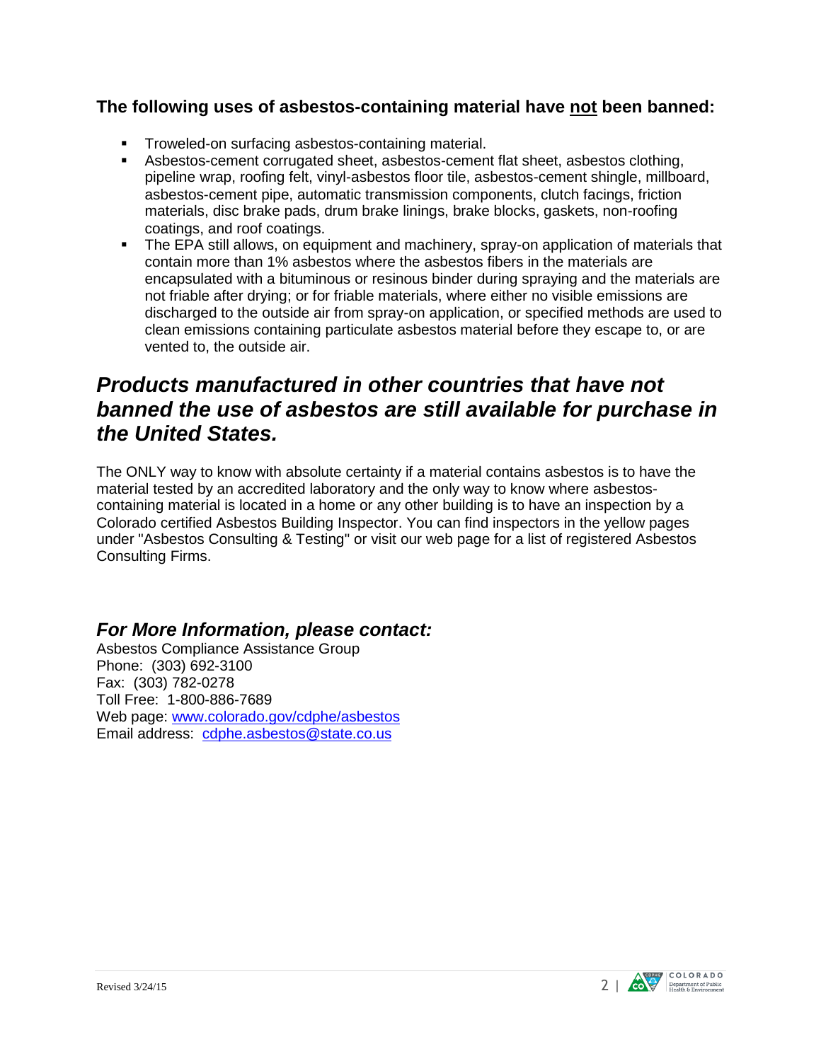**The following uses of asbestos-containing material have not been banned:**

- Troweled-on surfacing asbestos-containing material.
- Asbestos-cement corrugated sheet, asbestos-cement flat sheet, asbestos clothing, pipeline wrap, roofing felt, vinyl-asbestos floor tile, asbestos-cement shingle, millboard, asbestos-cement pipe, automatic transmission components, clutch facings, friction materials, disc brake pads, drum brake linings, brake blocks, gaskets, non-roofing coatings, and roof coatings.
- The EPA still allows, on equipment and machinery, spray-on application of materials that contain more than 1% asbestos where the asbestos fibers in the materials are encapsulated with a bituminous or resinous binder during spraying and the materials are not friable after drying; or for friable materials, where either no visible emissions are discharged to the outside air from spray-on application, or specified methods are used to clean emissions containing particulate asbestos material before they escape to, or are vented to, the outside air.

## *Products manufactured in other countries that have not banned the use of asbestos are still available for purchase in the United States.*

The ONLY way to know with absolute certainty if a material contains asbestos is to have the material tested by an accredited laboratory and the only way to know where asbestos-containing material is located in a home or any other building is to have an inspection by a Colorado certified Asbestos Building Inspector. You can find inspectors in the yellow pages under "Asbestos Consulting & Testing" or visit our web page for a list of registered Asbestos Consulting Firms.

### *For More Information, please contact:*

Asbestos Compliance Assistance Group
Phone: (303) 692-3100
Fax: (303) 782-0278
Toll Free: 1-800-886-7689
Web page: www.colorado.gov/cdphe/asbestos
Email address: cdphe.asbestos@state.co.us

Revised 3/24/15